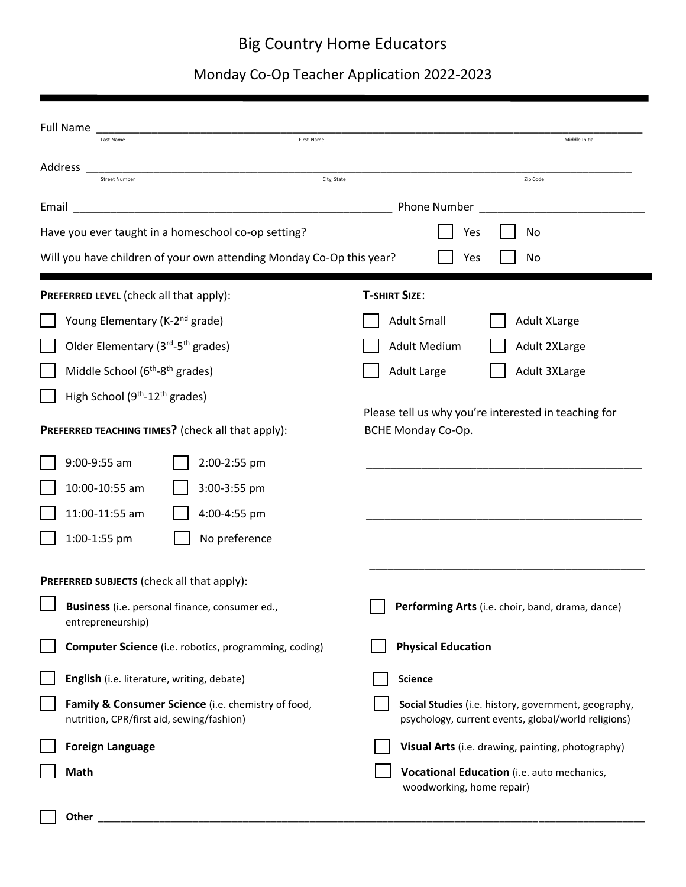# Big Country Home Educators

## Monday Co-Op Teacher Application 2022-2023

---

Full Name ______________________________________________________________
Last Name First Name Middle Initial

Address ______________________________________________________________
Street Number City, State Zip Code

Email ____________________________________ Phone Number ____________________

Have you ever taught in a homeschool co-op setting? ☐ Yes ☐ No

Will you have children of your own attending Monday Co-Op this year? ☐ Yes ☐ No

---

**PREFERRED LEVEL** (check all that apply):

- ☐ Young Elementary (K-2nd grade)
- ☐ Older Elementary (3rd-5th grades)
- ☐ Middle School (6th-8th grades)
- ☐ High School (9th-12th grades)

**T-SHIRT SIZE**:

- ☐ Adult Small
- ☐ Adult Medium
- ☐ Adult Large
- ☐ Adult XLarge
- ☐ Adult 2XLarge
- ☐ Adult 3XLarge

**PREFERRED TEACHING TIMES?** (check all that apply):

- ☐ 9:00-9:55 am
- ☐ 10:00-10:55 am
- ☐ 11:00-11:55 am
- ☐ 1:00-1:55 pm
- ☐ 2:00-2:55 pm
- ☐ 3:00-3:55 pm
- ☐ 4:00-4:55 pm
- ☐ No preference

Please tell us why you're interested in teaching for BCHE Monday Co-Op.

______________________________________________

______________________________________________

______________________________________________

**PREFERRED SUBJECTS** (check all that apply):

- ☐ **Business** (i.e. personal finance, consumer ed., entrepreneurship)
- ☐ **Computer Science** (i.e. robotics, programming, coding)
- ☐ **English** (i.e. literature, writing, debate)
- ☐ **Family & Consumer Science** (i.e. chemistry of food, nutrition, CPR/first aid, sewing/fashion)
- ☐ **Foreign Language**
- ☐ **Math**
- ☐ **Performing Arts** (i.e. choir, band, drama, dance)
- ☐ **Physical Education**
- ☐ **Science**
- ☐ **Social Studies** (i.e. history, government, geography, psychology, current events, global/world religions)
- ☐ **Visual Arts** (i.e. drawing, painting, photography)
- ☐ **Vocational Education** (i.e. auto mechanics, woodworking, home repair)
- ☐ **Other** ______________________________________________________________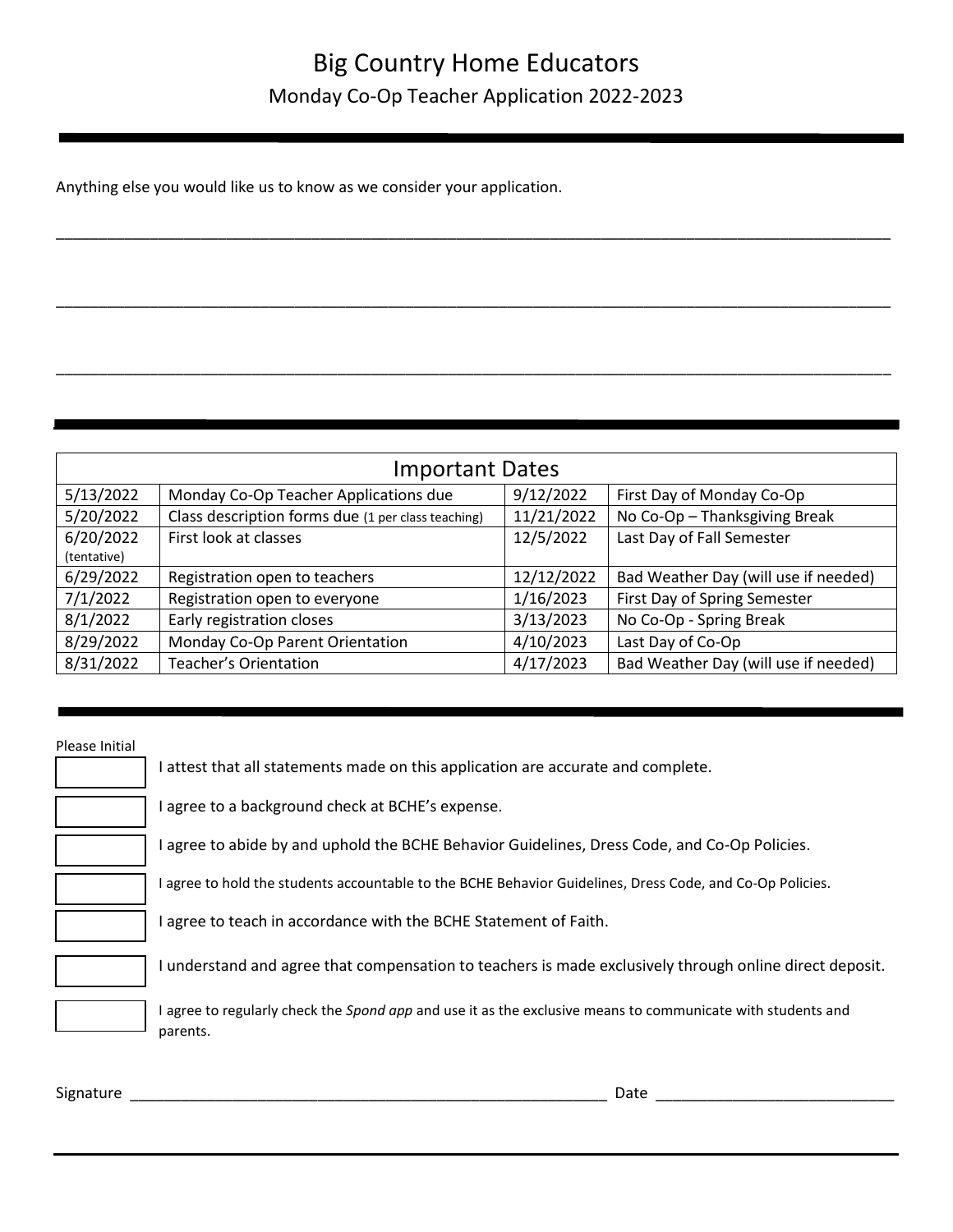# Big Country Home Educators

## Monday Co-Op Teacher Application 2022-2023

Anything else you would like us to know as we consider your application.

______________________________________________________________________________________

______________________________________________________________________________________

______________________________________________________________________________________

| Important Dates | | | |
|---|---|---|---|
| 5/13/2022 | Monday Co-Op Teacher Applications due | 9/12/2022 | First Day of Monday Co-Op |
| 5/20/2022 | Class description forms due (1 per class teaching) | 11/21/2022 | No Co-Op – Thanksgiving Break |
| 6/20/2022 (tentative) | First look at classes | 12/5/2022 | Last Day of Fall Semester |
| 6/29/2022 | Registration open to teachers | 12/12/2022 | Bad Weather Day (will use if needed) |
| 7/1/2022 | Registration open to everyone | 1/16/2023 | First Day of Spring Semester |
| 8/1/2022 | Early registration closes | 3/13/2023 | No Co-Op - Spring Break |
| 8/29/2022 | Monday Co-Op Parent Orientation | 4/10/2023 | Last Day of Co-Op |
| 8/31/2022 | Teacher's Orientation | 4/17/2023 | Bad Weather Day (will use if needed) |

Please Initial

- [ ] I attest that all statements made on this application are accurate and complete.
- [ ] I agree to a background check at BCHE's expense.
- [ ] I agree to abide by and uphold the BCHE Behavior Guidelines, Dress Code, and Co-Op Policies.
- [ ] I agree to hold the students accountable to the BCHE Behavior Guidelines, Dress Code, and Co-Op Policies.
- [ ] I agree to teach in accordance with the BCHE Statement of Faith.
- [ ] I understand and agree that compensation to teachers is made exclusively through online direct deposit.
- [ ] I agree to regularly check the *Spond app* and use it as the exclusive means to communicate with students and parents.

Signature ________________________________________________ Date ______________________